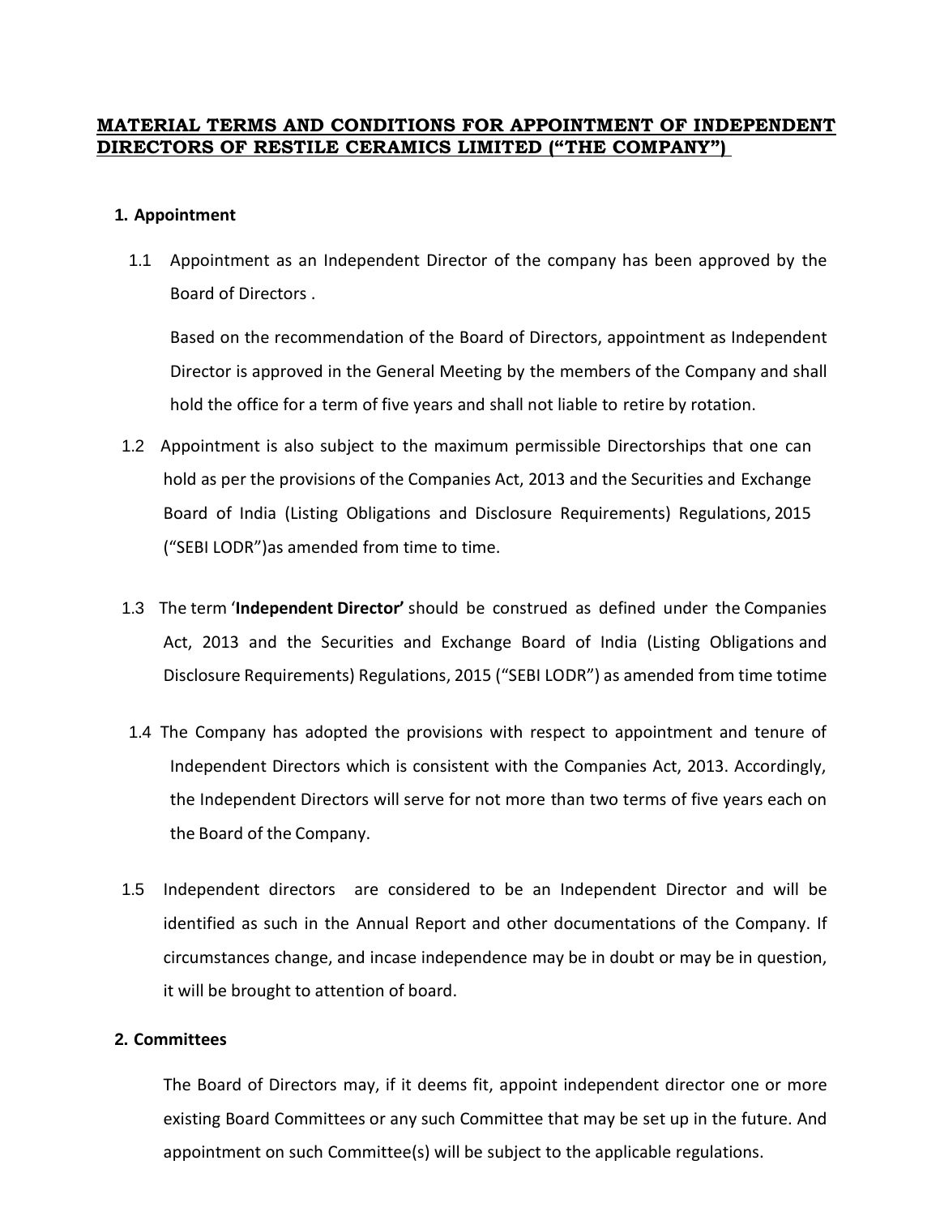# MATERIAL TERMS AND CONDITIONS FOR APPOINTMENT OF INDEPENDENT DIRECTORS OF RESTILE CERAMICS LIMITED (“THE COMPANY”)

## 1. Appointment

1.1 Appointment as an Independent Director of the company has been approved by the Board of Directors .

Based on the recommendation of the Board of Directors, appointment as Independent Director is approved in the General Meeting by the members of the Company and shall hold the office for a term of five years and shall not liable to retire by rotation.

1.2 Appointment is also subject to the maximum permissible Directorships that one can hold as per the provisions of the Companies Act, 2013 and the Securities and Exchange Board of India (Listing Obligations and Disclosure Requirements) Regulations, 2015 (“SEBI LODR”)as amended from time to time.

1.3 The term ‘**Independent Director’** should be construed as defined under the Companies Act, 2013 and the Securities and Exchange Board of India (Listing Obligations and Disclosure Requirements) Regulations, 2015 (“SEBI LODR”) as amended from time totime

1.4 The Company has adopted the provisions with respect to appointment and tenure of Independent Directors which is consistent with the Companies Act, 2013. Accordingly, the Independent Directors will serve for not more than two terms of five years each on the Board of the Company.

1.5 Independent directors are considered to be an Independent Director and will be identified as such in the Annual Report and other documentations of the Company. If circumstances change, and incase independence may be in doubt or may be in question, it will be brought to attention of board.

## 2. Committees

The Board of Directors may, if it deems fit, appoint independent director one or more existing Board Committees or any such Committee that may be set up in the future. And appointment on such Committee(s) will be subject to the applicable regulations.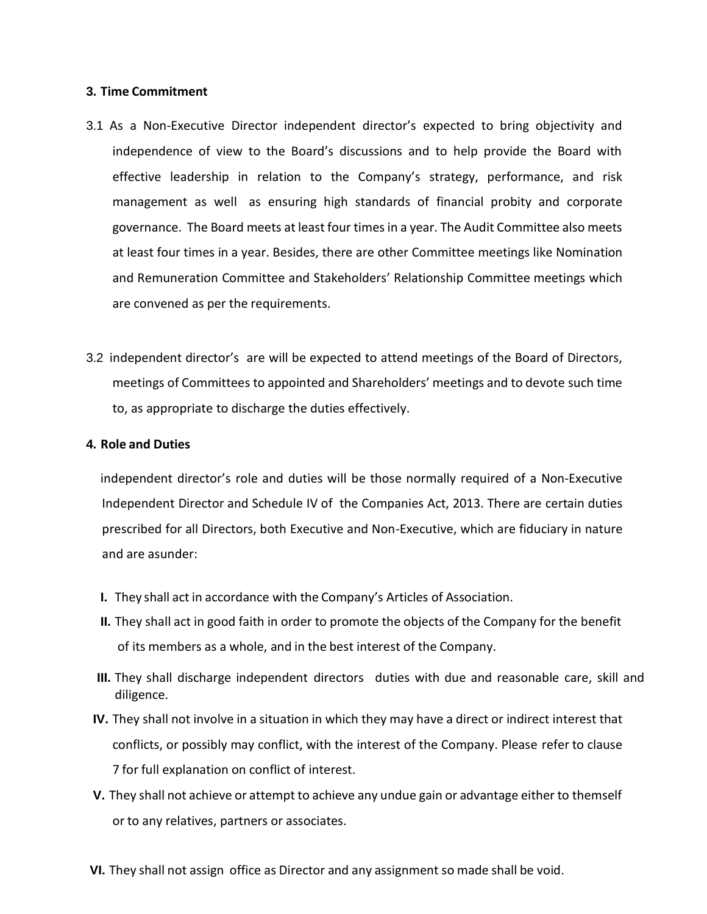**3. Time Commitment**

3.1 As a Non-Executive Director independent director's expected to bring objectivity and independence of view to the Board's discussions and to help provide the Board with effective leadership in relation to the Company's strategy, performance, and risk management as well as ensuring high standards of financial probity and corporate governance. The Board meets at least four times in a year. The Audit Committee also meets at least four times in a year. Besides, there are other Committee meetings like Nomination and Remuneration Committee and Stakeholders' Relationship Committee meetings which are convened as per the requirements.

3.2 independent director's are will be expected to attend meetings of the Board of Directors, meetings of Committees to appointed and Shareholders' meetings and to devote such time to, as appropriate to discharge the duties effectively.

**4. Role and Duties**

independent director's role and duties will be those normally required of a Non-Executive Independent Director and Schedule IV of the Companies Act, 2013. There are certain duties prescribed for all Directors, both Executive and Non-Executive, which are fiduciary in nature and are asunder:

**I.** They shall act in accordance with the Company's Articles of Association.

**II.** They shall act in good faith in order to promote the objects of the Company for the benefit of its members as a whole, and in the best interest of the Company.

**III.** They shall discharge independent directors duties with due and reasonable care, skill and diligence.

**IV.** They shall not involve in a situation in which they may have a direct or indirect interest that conflicts, or possibly may conflict, with the interest of the Company. Please refer to clause 7 for full explanation on conflict of interest.

**V.** They shall not achieve or attempt to achieve any undue gain or advantage either to themself or to any relatives, partners or associates.

**VI.** They shall not assign office as Director and any assignment so made shall be void.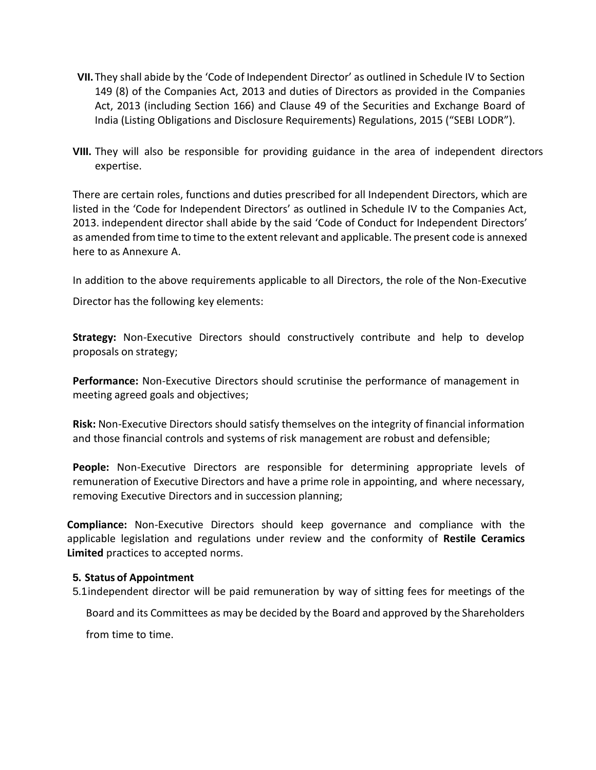VII. They shall abide by the 'Code of Independent Director' as outlined in Schedule IV to Section 149 (8) of the Companies Act, 2013 and duties of Directors as provided in the Companies Act, 2013 (including Section 166) and Clause 49 of the Securities and Exchange Board of India (Listing Obligations and Disclosure Requirements) Regulations, 2015 ("SEBI LODR").

VIII. They will also be responsible for providing guidance in the area of independent directors expertise.

There are certain roles, functions and duties prescribed for all Independent Directors, which are listed in the 'Code for Independent Directors' as outlined in Schedule IV to the Companies Act, 2013. independent director shall abide by the said 'Code of Conduct for Independent Directors' as amended from time to time to the extent relevant and applicable. The present code is annexed here to as Annexure A.

In addition to the above requirements applicable to all Directors, the role of the Non-Executive Director has the following key elements:

**Strategy:** Non-Executive Directors should constructively contribute and help to develop proposals on strategy;

**Performance:** Non-Executive Directors should scrutinise the performance of management in meeting agreed goals and objectives;

**Risk:** Non-Executive Directors should satisfy themselves on the integrity of financial information and those financial controls and systems of risk management are robust and defensible;

**People:** Non-Executive Directors are responsible for determining appropriate levels of remuneration of Executive Directors and have a prime role in appointing, and where necessary, removing Executive Directors and in succession planning;

**Compliance:** Non-Executive Directors should keep governance and compliance with the applicable legislation and regulations under review and the conformity of **Restile Ceramics Limited** practices to accepted norms.

**5. Status of Appointment**

5.1 independent director will be paid remuneration by way of sitting fees for meetings of the Board and its Committees as may be decided by the Board and approved by the Shareholders from time to time.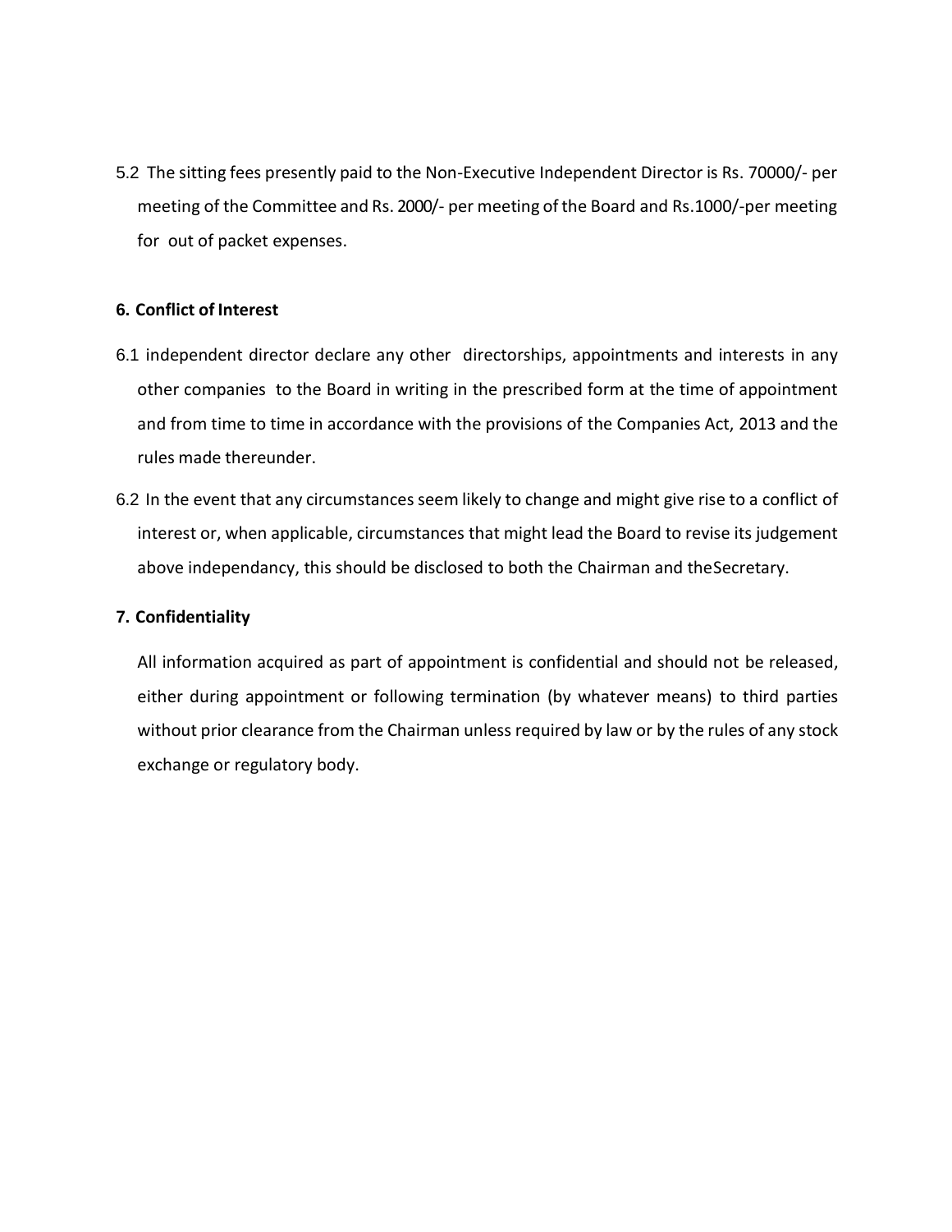5.2 The sitting fees presently paid to the Non-Executive Independent Director is Rs. 70000/- per meeting of the Committee and Rs. 2000/- per meeting of the Board and Rs.1000/-per meeting for out of packet expenses.

## 6. Conflict of Interest

6.1 independent director declare any other directorships, appointments and interests in any other companies to the Board in writing in the prescribed form at the time of appointment and from time to time in accordance with the provisions of the Companies Act, 2013 and the rules made thereunder.

6.2 In the event that any circumstances seem likely to change and might give rise to a conflict of interest or, when applicable, circumstances that might lead the Board to revise its judgement above independancy, this should be disclosed to both the Chairman and theSecretary.

## 7. Confidentiality

All information acquired as part of appointment is confidential and should not be released, either during appointment or following termination (by whatever means) to third parties without prior clearance from the Chairman unless required by law or by the rules of any stock exchange or regulatory body.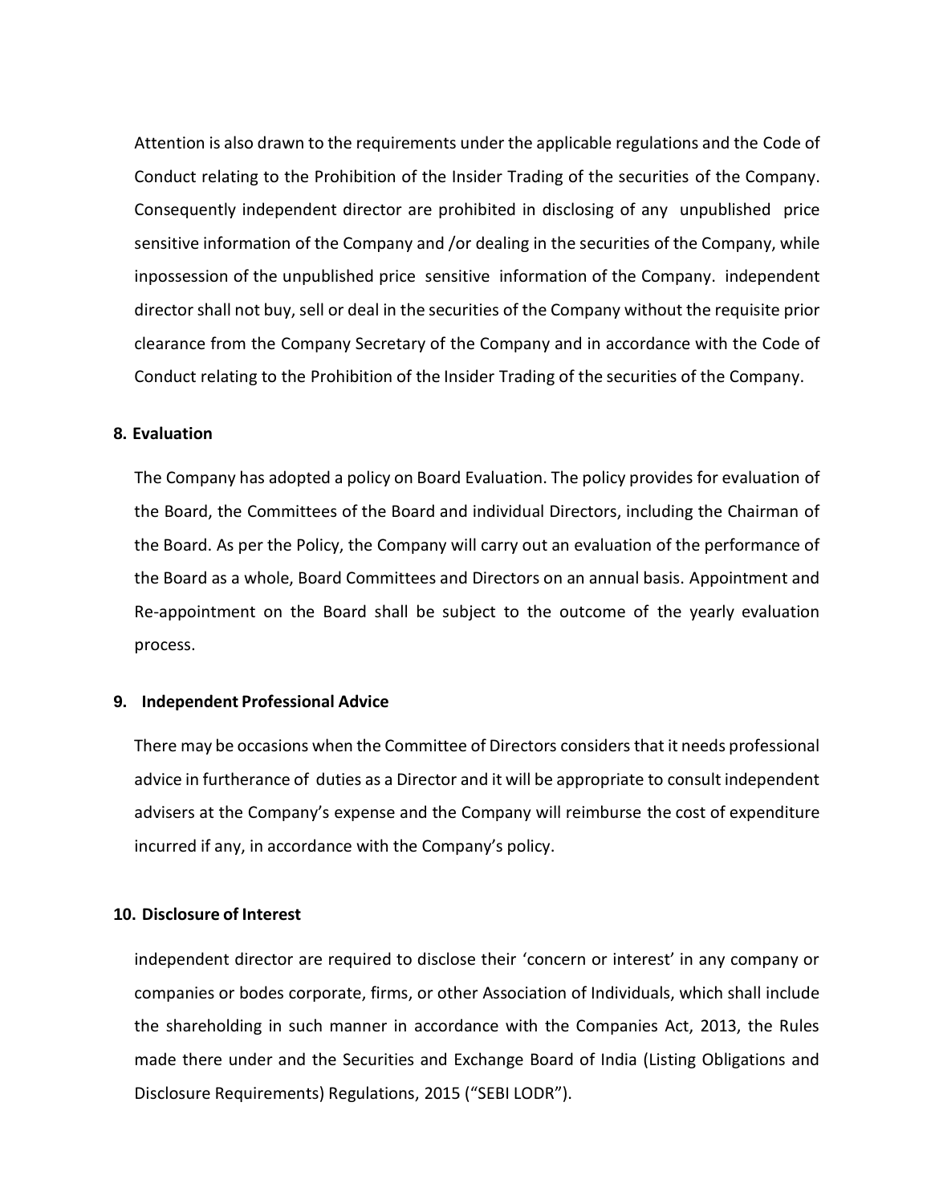Attention is also drawn to the requirements under the applicable regulations and the Code of Conduct relating to the Prohibition of the Insider Trading of the securities of the Company. Consequently independent director are prohibited in disclosing of any unpublished price sensitive information of the Company and /or dealing in the securities of the Company, while inpossession of the unpublished price sensitive information of the Company. independent director shall not buy, sell or deal in the securities of the Company without the requisite prior clearance from the Company Secretary of the Company and in accordance with the Code of Conduct relating to the Prohibition of the Insider Trading of the securities of the Company.

**8. Evaluation**

The Company has adopted a policy on Board Evaluation. The policy provides for evaluation of the Board, the Committees of the Board and individual Directors, including the Chairman of the Board. As per the Policy, the Company will carry out an evaluation of the performance of the Board as a whole, Board Committees and Directors on an annual basis. Appointment and Re-appointment on the Board shall be subject to the outcome of the yearly evaluation process.

**9. Independent Professional Advice**

There may be occasions when the Committee of Directors considers that it needs professional advice in furtherance of duties as a Director and it will be appropriate to consult independent advisers at the Company's expense and the Company will reimburse the cost of expenditure incurred if any, in accordance with the Company's policy.

**10. Disclosure of Interest**

independent director are required to disclose their 'concern or interest' in any company or companies or bodes corporate, firms, or other Association of Individuals, which shall include the shareholding in such manner in accordance with the Companies Act, 2013, the Rules made there under and the Securities and Exchange Board of India (Listing Obligations and Disclosure Requirements) Regulations, 2015 ("SEBI LODR").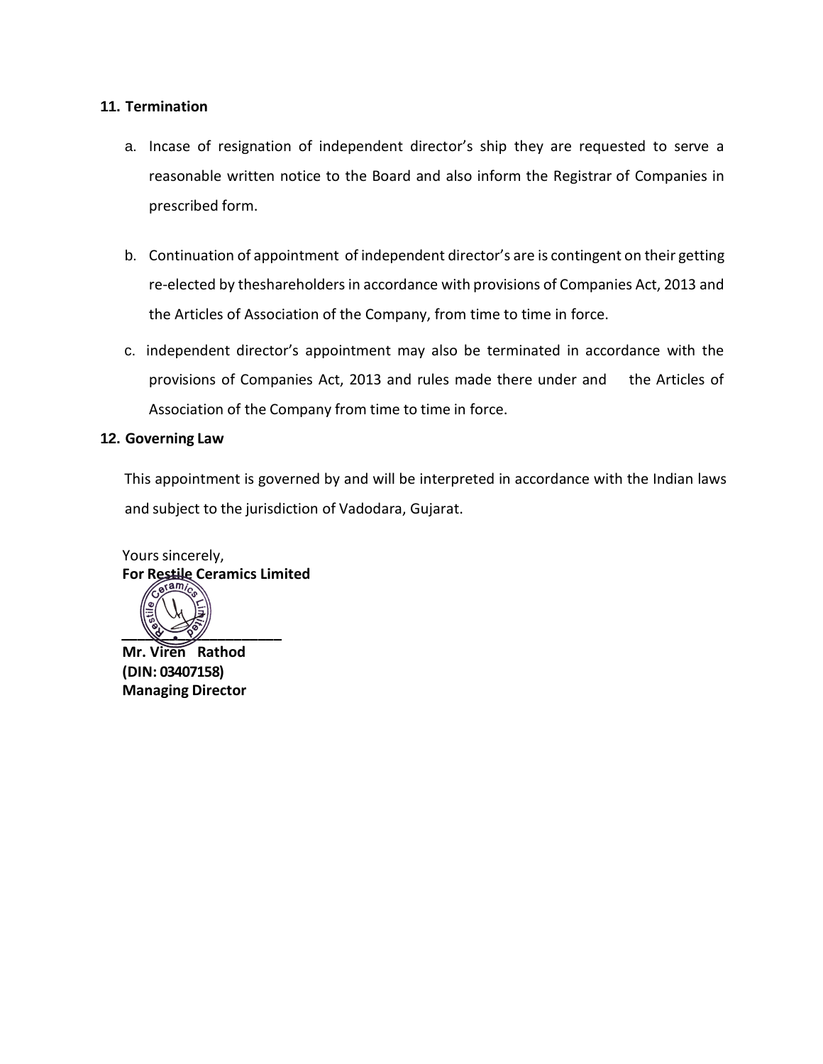**11. Termination**

a. Incase of resignation of independent director's ship they are requested to serve a reasonable written notice to the Board and also inform the Registrar of Companies in prescribed form.

b. Continuation of appointment of independent director's are is contingent on their getting re-elected by theshareholders in accordance with provisions of Companies Act, 2013 and the Articles of Association of the Company, from time to time in force.

c. independent director's appointment may also be terminated in accordance with the provisions of Companies Act, 2013 and rules made there under and the Articles of Association of the Company from time to time in force.

**12. Governing Law**

This appointment is governed by and will be interpreted in accordance with the Indian laws and subject to the jurisdiction of Vadodara, Gujarat.

Yours sincerely,
**For Restile Ceramics Limited**

____________________
**Mr. Viren Rathod**
**(DIN: 03407158)**
**Managing Director**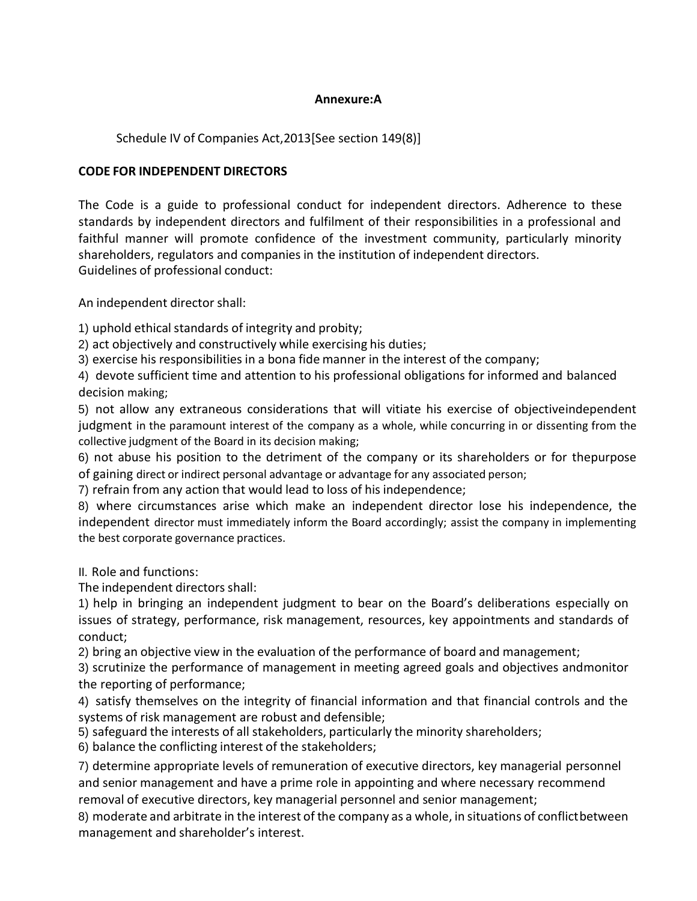**Annexure:A**

Schedule IV of Companies Act,2013[See section 149(8)]

**CODE FOR INDEPENDENT DIRECTORS**

The Code is a guide to professional conduct for independent directors. Adherence to these standards by independent directors and fulfilment of their responsibilities in a professional and faithful manner will promote confidence of the investment community, particularly minority shareholders, regulators and companies in the institution of independent directors.
Guidelines of professional conduct:

An independent director shall:

1) uphold ethical standards of integrity and probity;
2) act objectively and constructively while exercising his duties;
3) exercise his responsibilities in a bona fide manner in the interest of the company;
4) devote sufficient time and attention to his professional obligations for informed and balanced decision making;
5) not allow any extraneous considerations that will vitiate his exercise of objectiveindependent judgment in the paramount interest of the company as a whole, while concurring in or dissenting from the collective judgment of the Board in its decision making;
6) not abuse his position to the detriment of the company or its shareholders or for thepurpose of gaining direct or indirect personal advantage or advantage for any associated person;
7) refrain from any action that would lead to loss of his independence;
8) where circumstances arise which make an independent director lose his independence, the independent director must immediately inform the Board accordingly; assist the company in implementing the best corporate governance practices.

II. Role and functions:
The independent directors shall:
1) help in bringing an independent judgment to bear on the Board's deliberations especially on issues of strategy, performance, risk management, resources, key appointments and standards of conduct;
2) bring an objective view in the evaluation of the performance of board and management;
3) scrutinize the performance of management in meeting agreed goals and objectives andmonitor the reporting of performance;
4) satisfy themselves on the integrity of financial information and that financial controls and the systems of risk management are robust and defensible;
5) safeguard the interests of all stakeholders, particularly the minority shareholders;
6) balance the conflicting interest of the stakeholders;
7) determine appropriate levels of remuneration of executive directors, key managerial personnel and senior management and have a prime role in appointing and where necessary recommend removal of executive directors, key managerial personnel and senior management;
8) moderate and arbitrate in the interest of the company as a whole, in situations of conflictbetween management and shareholder's interest.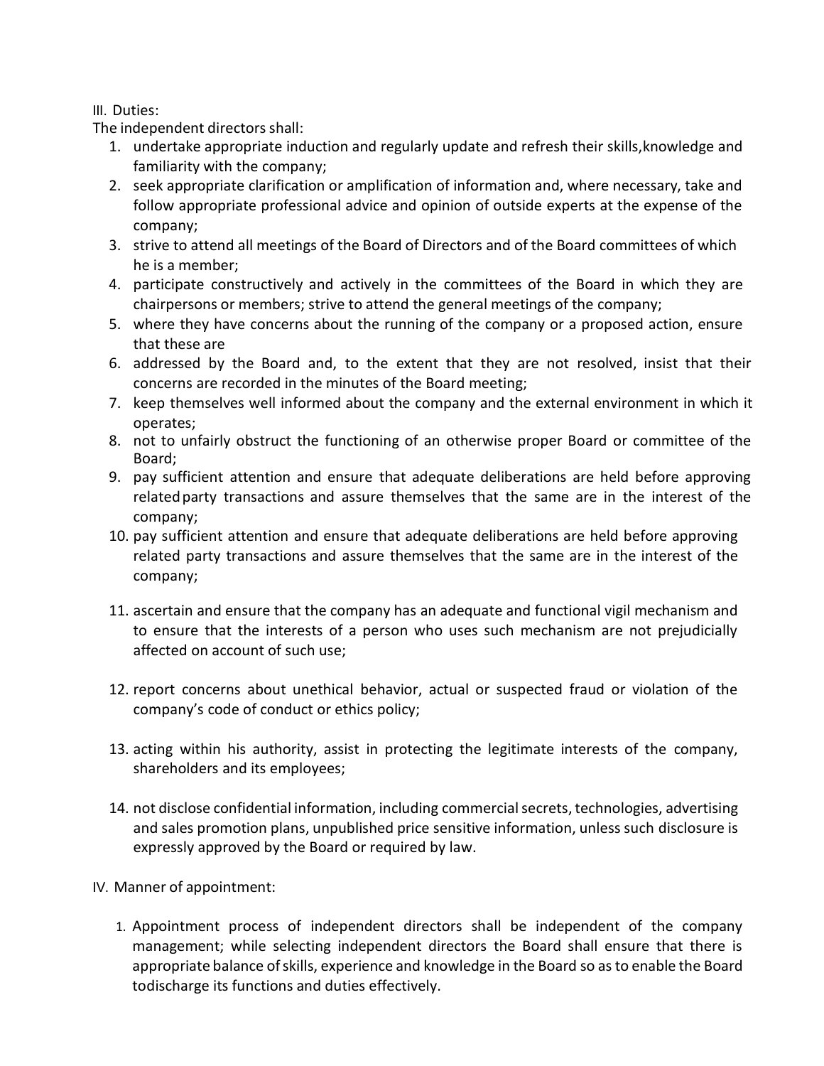III. Duties:

The independent directors shall:

1. undertake appropriate induction and regularly update and refresh their skills,knowledge and familiarity with the company;
2. seek appropriate clarification or amplification of information and, where necessary, take and follow appropriate professional advice and opinion of outside experts at the expense of the company;
3. strive to attend all meetings of the Board of Directors and of the Board committees of which he is a member;
4. participate constructively and actively in the committees of the Board in which they are chairpersons or members; strive to attend the general meetings of the company;
5. where they have concerns about the running of the company or a proposed action, ensure that these are
6. addressed by the Board and, to the extent that they are not resolved, insist that their concerns are recorded in the minutes of the Board meeting;
7. keep themselves well informed about the company and the external environment in which it operates;
8. not to unfairly obstruct the functioning of an otherwise proper Board or committee of the Board;
9. pay sufficient attention and ensure that adequate deliberations are held before approving related party transactions and assure themselves that the same are in the interest of the company;
10. pay sufficient attention and ensure that adequate deliberations are held before approving related party transactions and assure themselves that the same are in the interest of the company;
11. ascertain and ensure that the company has an adequate and functional vigil mechanism and to ensure that the interests of a person who uses such mechanism are not prejudicially affected on account of such use;
12. report concerns about unethical behavior, actual or suspected fraud or violation of the company's code of conduct or ethics policy;
13. acting within his authority, assist in protecting the legitimate interests of the company, shareholders and its employees;
14. not disclose confidential information, including commercial secrets, technologies, advertising and sales promotion plans, unpublished price sensitive information, unless such disclosure is expressly approved by the Board or required by law.

IV. Manner of appointment:

1. Appointment process of independent directors shall be independent of the company management; while selecting independent directors the Board shall ensure that there is appropriate balance of skills, experience and knowledge in the Board so as to enable the Board todischarge its functions and duties effectively.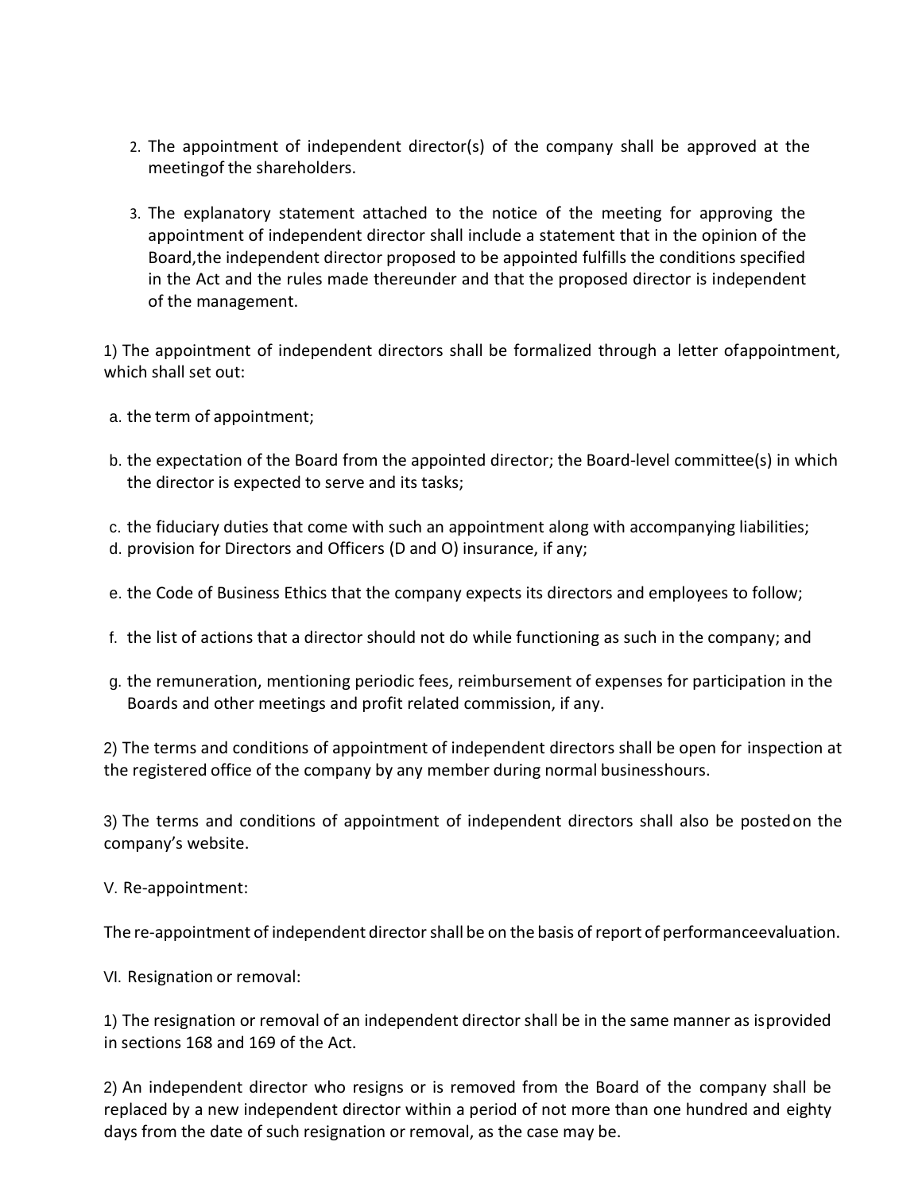2. The appointment of independent director(s) of the company shall be approved at the meetingof the shareholders.

3. The explanatory statement attached to the notice of the meeting for approving the appointment of independent director shall include a statement that in the opinion of the Board,the independent director proposed to be appointed fulfills the conditions specified in the Act and the rules made thereunder and that the proposed director is independent of the management.

1) The appointment of independent directors shall be formalized through a letter ofappointment, which shall set out:

a. the term of appointment;

b. the expectation of the Board from the appointed director; the Board-level committee(s) in which the director is expected to serve and its tasks;

c. the fiduciary duties that come with such an appointment along with accompanying liabilities;

d. provision for Directors and Officers (D and O) insurance, if any;

e. the Code of Business Ethics that the company expects its directors and employees to follow;

f. the list of actions that a director should not do while functioning as such in the company; and

g. the remuneration, mentioning periodic fees, reimbursement of expenses for participation in the Boards and other meetings and profit related commission, if any.

2) The terms and conditions of appointment of independent directors shall be open for inspection at the registered office of the company by any member during normal businesshours.

3) The terms and conditions of appointment of independent directors shall also be postedon the company's website.

V. Re-appointment:

The re-appointment of independent director shall be on the basis of report of performanceevaluation.

VI. Resignation or removal:

1) The resignation or removal of an independent director shall be in the same manner as isprovided in sections 168 and 169 of the Act.

2) An independent director who resigns or is removed from the Board of the company shall be replaced by a new independent director within a period of not more than one hundred and eighty days from the date of such resignation or removal, as the case may be.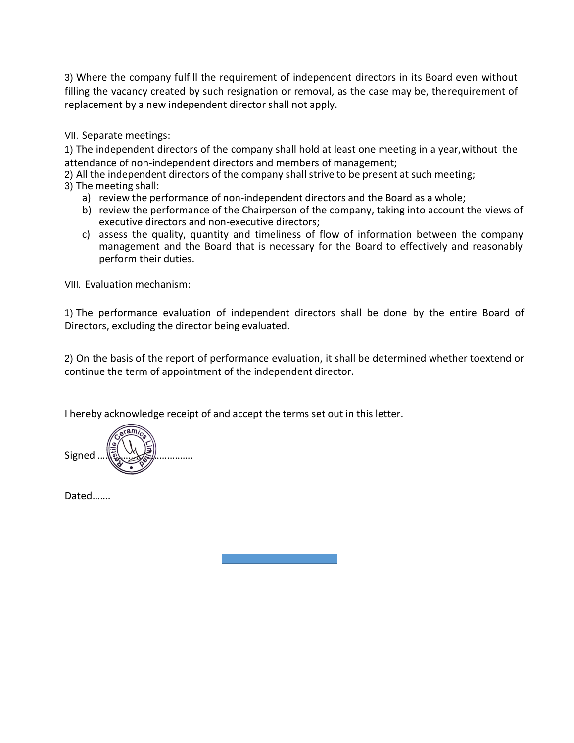3) Where the company fulfill the requirement of independent directors in its Board even without filling the vacancy created by such resignation or removal, as the case may be, therequirement of replacement by a new independent director shall not apply.

VII. Separate meetings:

1) The independent directors of the company shall hold at least one meeting in a year,without the attendance of non-independent directors and members of management;
2) All the independent directors of the company shall strive to be present at such meeting;
3) The meeting shall:
    a) review the performance of non-independent directors and the Board as a whole;
    b) review the performance of the Chairperson of the company, taking into account the views of executive directors and non-executive directors;
    c) assess the quality, quantity and timeliness of flow of information between the company management and the Board that is necessary for the Board to effectively and reasonably perform their duties.

VIII. Evaluation mechanism:

1) The performance evaluation of independent directors shall be done by the entire Board of Directors, excluding the director being evaluated.

2) On the basis of the report of performance evaluation, it shall be determined whether toextend or continue the term of appointment of the independent director.

I hereby acknowledge receipt of and accept the terms set out in this letter.

Signed ……………………………….

Dated…….